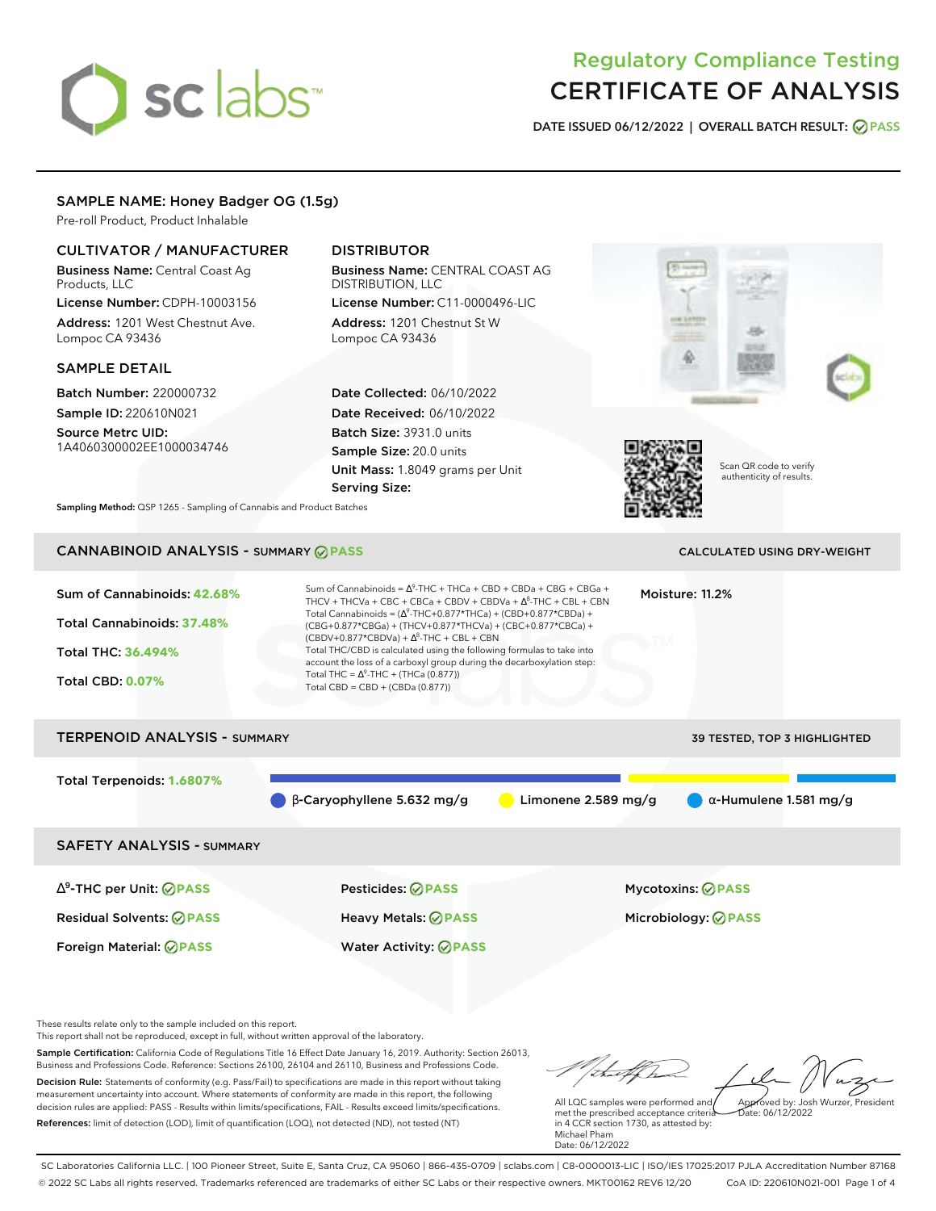sc labs

# Regulatory Compliance Testing
# CERTIFICATE OF ANALYSIS

**DATE ISSUED 06/12/2022 | OVERALL BATCH RESULT: PASS**

## SAMPLE NAME: Honey Badger OG (1.5g)

Pre-roll Product, Product Inhalable

### CULTIVATOR / MANUFACTURER

**Business Name:** Central Coast Ag Products, LLC

**License Number:** CDPH-10003156

**Address:** 1201 West Chestnut Ave. Lompoc CA 93436

### DISTRIBUTOR

**Business Name:** CENTRAL COAST AG DISTRIBUTION, LLC

**License Number:** C11-0000496-LIC

**Address:** 1201 Chestnut St W Lompoc CA 93436

### SAMPLE DETAIL

**Batch Number:** 220000732

**Sample ID:** 220610N021

**Source Metrc UID:** 1A4060300002EE1000034746

**Date Collected:** 06/10/2022

**Date Received:** 06/10/2022

**Batch Size:** 3931.0 units

**Sample Size:** 20.0 units

**Unit Mass:** 1.8049 grams per Unit

**Serving Size:**

Scan QR code to verify authenticity of results.

**Sampling Method:** QSP 1265 - Sampling of Cannabis and Product Batches

## CANNABINOID ANALYSIS - SUMMARY PASS

CALCULATED USING DRY-WEIGHT

**Sum of Cannabinoids: 42.68%**

**Total Cannabinoids: 37.48%**

**Total THC: 36.494%**

**Total CBD: 0.07%**

Sum of Cannabinoids = $\Delta^9$-THC + THCa + CBD + CBDa + CBG + CBGa + THCV + THCVa + CBC + CBCa + CBDV + CBDVa + $\Delta^8$-THC + CBL + CBN

Total Cannabinoids = ($\Delta^9$-THC+0.877*THCa) + (CBD+0.877*CBDa) + (CBG+0.877*CBGa) + (THCV+0.877*THCVa) + (CBC+0.877*CBCa) + (CBDV+0.877*CBDVa) + $\Delta^8$-THC + CBL + CBN

Total THC/CBD is calculated using the following formulas to take into account the loss of a carboxyl group during the decarboxylation step:

Total THC = $\Delta^9$-THC + (THCa (0.877))

Total CBD = CBD + (CBDa (0.877))

**Moisture:** 11.2%

## TERPENOID ANALYSIS - SUMMARY

39 TESTED, TOP 3 HIGHLIGHTED

**Total Terpenoids: 1.6807%**

β-Caryophyllene 5.632 mg/g

Limonene 2.589 mg/g

α-Humulene 1.581 mg/g

## SAFETY ANALYSIS - SUMMARY

| | | |
|---|---|---|
| $\Delta^9$-THC per Unit: PASS | Pesticides: PASS | Mycotoxins: PASS |
| Residual Solvents: PASS | Heavy Metals: PASS | Microbiology: PASS |
| Foreign Material: PASS | Water Activity: PASS | |

These results relate only to the sample included on this report.
This report shall not be reproduced, except in full, without written approval of the laboratory.

**Sample Certification:** California Code of Regulations Title 16 Effect Date January 16, 2019. Authority: Section 26013, Business and Professions Code. Reference: Sections 26100, 26104 and 26110, Business and Professions Code.

**Decision Rule:** Statements of conformity (e.g. Pass/Fail) to specifications are made in this report without taking measurement uncertainty into account. Where statements of conformity are made in this report, the following decision rules are applied: PASS - Results within limits/specifications, FAIL - Results exceed limits/specifications.

**References:** limit of detection (LOD), limit of quantification (LOQ), not detected (ND), not tested (NT)

All LQC samples were performed and met the prescribed acceptance criteria in 4 CCR section 1730, as attested by: Michael Pham
Date: 06/12/2022

Approved by: Josh Wurzer, President
Date: 06/12/2022

SC Laboratories California LLC. | 100 Pioneer Street, Suite E, Santa Cruz, CA 95060 | 866-435-0709 | sclabs.com | C8-0000013-LIC | ISO/IES 17025:2017 PJLA Accreditation Number 87168
© 2022 SC Labs all rights reserved. Trademarks referenced are trademarks of either SC Labs or their respective owners. MKT00162 REV6 12/20 CoA ID: 220610N021-001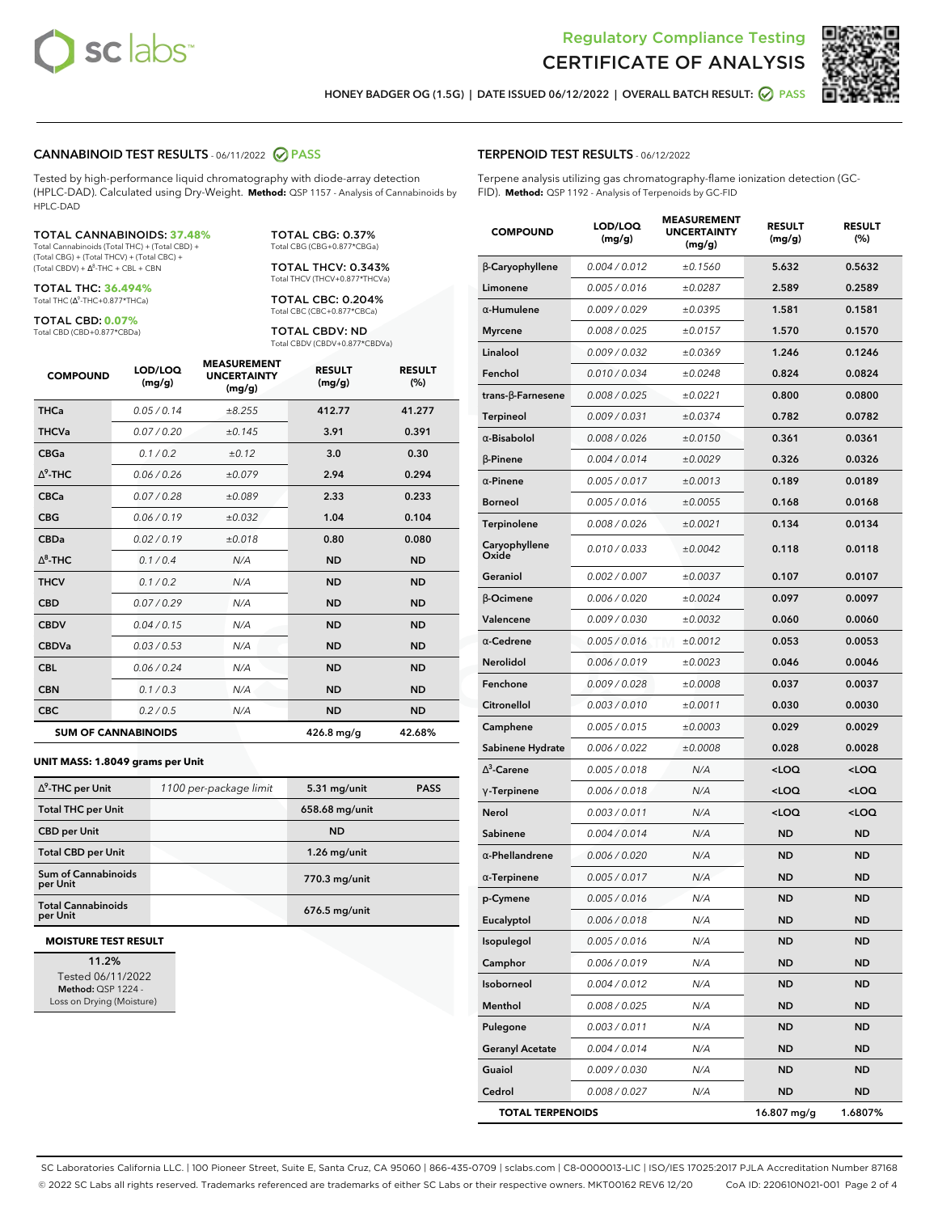# Regulatory Compliance Testing
# CERTIFICATE OF ANALYSIS

HONEY BADGER OG (1.5G) | DATE ISSUED 06/12/2022 | OVERALL BATCH RESULT: PASS

## CANNABINOID TEST RESULTS - 06/11/2022 PASS

Tested by high-performance liquid chromatography with diode-array detection (HPLC-DAD). Calculated using Dry-Weight. **Method:** QSP 1157 - Analysis of Cannabinoids by HPLC-DAD

**TOTAL CANNABINOIDS: 37.48%**
Total Cannabinoids (Total THC) + (Total CBD) + (Total CBG) + (Total THCV) + (Total CBC) + (Total CBDV) + $\Delta^8$-THC + CBL + CBN

**TOTAL THC: 36.494%**
Total THC ($\Delta^9$-THC+0.877*THCa)

**TOTAL CBD: 0.07%**
Total CBD (CBD+0.877*CBDa)

**TOTAL CBG: 0.37%**
Total CBG (CBG+0.877*CBGa)

**TOTAL THCV: 0.343%**
Total THCV (THCV+0.877*THCVa)

**TOTAL CBC: 0.204%**
Total CBC (CBC+0.877*CBCa)

**TOTAL CBDV: ND**
Total CBDV (CBDV+0.877*CBDVa)

| COMPOUND | LOD/LOQ (mg/g) | MEASUREMENT UNCERTAINTY (mg/g) | RESULT (mg/g) | RESULT (%) |
|---|---|---|---|---|
| THCa | 0.05 / 0.14 | ±8.255 | 412.77 | 41.277 |
| THCVa | 0.07 / 0.20 | ±0.145 | 3.91 | 0.391 |
| CBGa | 0.1 / 0.2 | ±0.12 | 3.0 | 0.30 |
| $\Delta^9$-THC | 0.06 / 0.26 | ±0.079 | 2.94 | 0.294 |
| CBCa | 0.07 / 0.28 | ±0.089 | 2.33 | 0.233 |
| CBG | 0.06 / 0.19 | ±0.032 | 1.04 | 0.104 |
| CBDa | 0.02 / 0.19 | ±0.018 | 0.80 | 0.080 |
| $\Delta^8$-THC | 0.1 / 0.4 | N/A | ND | ND |
| THCV | 0.1 / 0.2 | N/A | ND | ND |
| CBD | 0.07 / 0.29 | N/A | ND | ND |
| CBDV | 0.04 / 0.15 | N/A | ND | ND |
| CBDVa | 0.03 / 0.53 | N/A | ND | ND |
| CBL | 0.06 / 0.24 | N/A | ND | ND |
| CBN | 0.1 / 0.3 | N/A | ND | ND |
| CBC | 0.2 / 0.5 | N/A | ND | ND |
| **SUM OF CANNABINOIDS** | | | **426.8 mg/g** | **42.68%** |

**UNIT MASS: 1.8049 grams per Unit**

| | | | |
|---|---|---|---|
| $\Delta^9$-THC per Unit | 1100 per-package limit | 5.31 mg/unit | PASS |
| Total THC per Unit | | 658.68 mg/unit | |
| CBD per Unit | | ND | |
| Total CBD per Unit | | 1.26 mg/unit | |
| Sum of Cannabinoids per Unit | | 770.3 mg/unit | |
| Total Cannabinoids per Unit | | 676.5 mg/unit | |

**MOISTURE TEST RESULT**

**11.2%**
Tested 06/11/2022
**Method:** QSP 1224 - Loss on Drying (Moisture)

## TERPENOID TEST RESULTS - 06/12/2022

Terpene analysis utilizing gas chromatography-flame ionization detection (GC-FID). **Method:** QSP 1192 - Analysis of Terpenoids by GC-FID

| COMPOUND | LOD/LOQ (mg/g) | MEASUREMENT UNCERTAINTY (mg/g) | RESULT (mg/g) | RESULT (%) |
|---|---|---|---|---|
| β-Caryophyllene | 0.004 / 0.012 | ±0.1560 | 5.632 | 0.5632 |
| Limonene | 0.005 / 0.016 | ±0.0287 | 2.589 | 0.2589 |
| α-Humulene | 0.009 / 0.029 | ±0.0395 | 1.581 | 0.1581 |
| Myrcene | 0.008 / 0.025 | ±0.0157 | 1.570 | 0.1570 |
| Linalool | 0.009 / 0.032 | ±0.0369 | 1.246 | 0.1246 |
| Fenchol | 0.010 / 0.034 | ±0.0248 | 0.824 | 0.0824 |
| trans-β-Farnesene | 0.008 / 0.025 | ±0.0221 | 0.800 | 0.0800 |
| Terpineol | 0.009 / 0.031 | ±0.0374 | 0.782 | 0.0782 |
| α-Bisabolol | 0.008 / 0.026 | ±0.0150 | 0.361 | 0.0361 |
| β-Pinene | 0.004 / 0.014 | ±0.0029 | 0.326 | 0.0326 |
| α-Pinene | 0.005 / 0.017 | ±0.0013 | 0.189 | 0.0189 |
| Borneol | 0.005 / 0.016 | ±0.0055 | 0.168 | 0.0168 |
| Terpinolene | 0.008 / 0.026 | ±0.0021 | 0.134 | 0.0134 |
| Caryophyllene Oxide | 0.010 / 0.033 | ±0.0042 | 0.118 | 0.0118 |
| Geraniol | 0.002 / 0.007 | ±0.0037 | 0.107 | 0.0107 |
| β-Ocimene | 0.006 / 0.020 | ±0.0024 | 0.097 | 0.0097 |
| Valencene | 0.009 / 0.030 | ±0.0032 | 0.060 | 0.0060 |
| α-Cedrene | 0.005 / 0.016 | ±0.0012 | 0.053 | 0.0053 |
| Nerolidol | 0.006 / 0.019 | ±0.0023 | 0.046 | 0.0046 |
| Fenchone | 0.009 / 0.028 | ±0.0008 | 0.037 | 0.0037 |
| Citronellol | 0.003 / 0.010 | ±0.0011 | 0.030 | 0.0030 |
| Camphene | 0.005 / 0.015 | ±0.0003 | 0.029 | 0.0029 |
| Sabinene Hydrate | 0.006 / 0.022 | ±0.0008 | 0.028 | 0.0028 |
| $\Delta^3$-Carene | 0.005 / 0.018 | N/A | <LOQ | <LOQ |
| γ-Terpinene | 0.006 / 0.018 | N/A | <LOQ | <LOQ |
| Nerol | 0.003 / 0.011 | N/A | <LOQ | <LOQ |
| Sabinene | 0.004 / 0.014 | N/A | ND | ND |
| α-Phellandrene | 0.006 / 0.020 | N/A | ND | ND |
| α-Terpinene | 0.005 / 0.017 | N/A | ND | ND |
| p-Cymene | 0.005 / 0.016 | N/A | ND | ND |
| Eucalyptol | 0.006 / 0.018 | N/A | ND | ND |
| Isopulegol | 0.005 / 0.016 | N/A | ND | ND |
| Camphor | 0.006 / 0.019 | N/A | ND | ND |
| Isoborneol | 0.004 / 0.012 | N/A | ND | ND |
| Menthol | 0.008 / 0.025 | N/A | ND | ND |
| Pulegone | 0.003 / 0.011 | N/A | ND | ND |
| Geranyl Acetate | 0.004 / 0.014 | N/A | ND | ND |
| Guaiol | 0.009 / 0.030 | N/A | ND | ND |
| Cedrol | 0.008 / 0.027 | N/A | ND | ND |
| **TOTAL TERPENOIDS** | | | **16.807 mg/g** | **1.6807%** |

SC Laboratories California LLC. | 100 Pioneer Street, Suite E, Santa Cruz, CA 95060 | 866-435-0709 | sclabs.com | C8-0000013-LIC | ISO/IES 17025:2017 PJLA Accreditation Number 87168
© 2022 SC Labs all rights reserved. Trademarks referenced are trademarks of either SC Labs or their respective owners. MKT00162 REV6 12/20 CoA ID: 220610N021-001